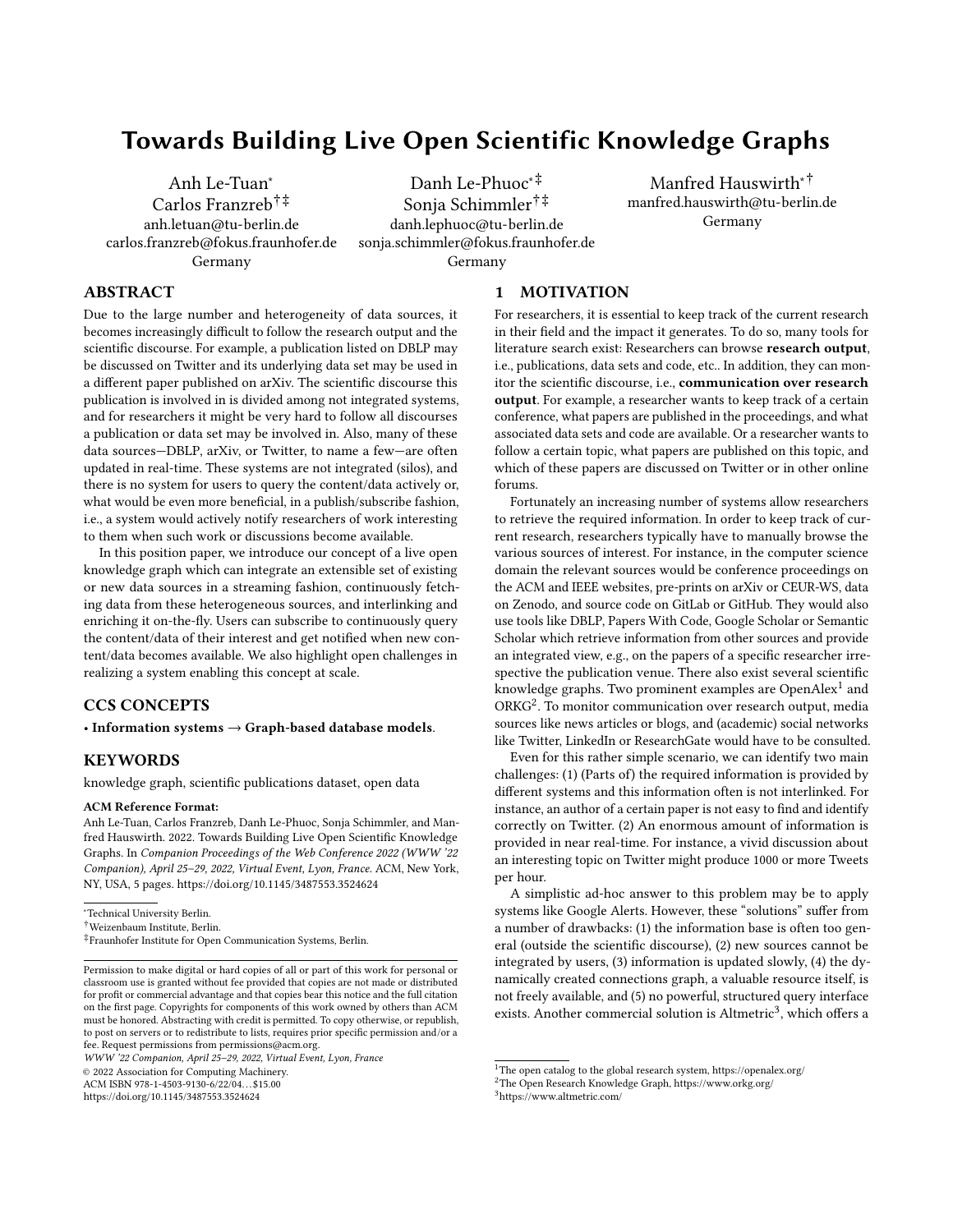# Towards Building Live Open Scientific Knowledge Graphs

Anh Le-Tuan*
Carlos Franzreb[†‡]
anh.letuan@tu-berlin.de
carlos.franzreb@fokus.fraunhofer.de
Germany

Danh Le-Phuoc*[‡]
Sonja Schimmler[†‡]
danh.lephuoc@tu-berlin.de
sonja.schimmler@fokus.fraunhofer.de
Germany

Manfred Hauswirth*[†]
manfred.hauswirth@tu-berlin.de
Germany

## ABSTRACT

Due to the large number and heterogeneity of data sources, it becomes increasingly difficult to follow the research output and the scientific discourse. For example, a publication listed on DBLP may be discussed on Twitter and its underlying data set may be used in a different paper published on arXiv. The scientific discourse this publication is involved in is divided among not integrated systems, and for researchers it might be very hard to follow all discourses a publication or data set may be involved in. Also, many of these data sources—DBLP, arXiv, or Twitter, to name a few—are often updated in real-time. These systems are not integrated (silos), and there is no system for users to query the content/data actively or, what would be even more beneficial, in a publish/subscribe fashion, i.e., a system would actively notify researchers of work interesting to them when such work or discussions become available.

In this position paper, we introduce our concept of a live open knowledge graph which can integrate an extensible set of existing or new data sources in a streaming fashion, continuously fetching data from these heterogeneous sources, and interlinking and enriching it on-the-fly. Users can subscribe to continuously query the content/data of their interest and get notified when new content/data becomes available. We also highlight open challenges in realizing a system enabling this concept at scale.

## CCS CONCEPTS

• **Information systems → Graph-based database models**.

## KEYWORDS

knowledge graph, scientific publications dataset, open data

**ACM Reference Format:**
Anh Le-Tuan, Carlos Franzreb, Danh Le-Phuoc, Sonja Schimmler, and Manfred Hauswirth. 2022. Towards Building Live Open Scientific Knowledge Graphs. In *Companion Proceedings of the Web Conference 2022 (WWW '22 Companion), April 25–29, 2022, Virtual Event, Lyon, France.* ACM, New York, NY, USA, 5 pages. https://doi.org/10.1145/3487553.3524624

*Technical University Berlin.
†Weizenbaum Institute, Berlin.
‡Fraunhofer Institute for Open Communication Systems, Berlin.

Permission to make digital or hard copies of all or part of this work for personal or classroom use is granted without fee provided that copies are not made or distributed for profit or commercial advantage and that copies bear this notice and the full citation on the first page. Copyrights for components of this work owned by others than ACM must be honored. Abstracting with credit is permitted. To copy otherwise, or republish, to post on servers or to redistribute to lists, requires prior specific permission and/or a fee. Request permissions from permissions@acm.org.
*WWW '22 Companion, April 25–29, 2022, Virtual Event, Lyon, France*
© 2022 Association for Computing Machinery.
ACM ISBN 978-1-4503-9130-6/22/04…$15.00
https://doi.org/10.1145/3487553.3524624

## 1 MOTIVATION

For researchers, it is essential to keep track of the current research in their field and the impact it generates. To do so, many tools for literature search exist: Researchers can browse **research output**, i.e., publications, data sets and code, etc.. In addition, they can monitor the scientific discourse, i.e., **communication over research output**. For example, a researcher wants to keep track of a certain conference, what papers are published in the proceedings, and what associated data sets and code are available. Or a researcher wants to follow a certain topic, what papers are published on this topic, and which of these papers are discussed on Twitter or in other online forums.

Fortunately an increasing number of systems allow researchers to retrieve the required information. In order to keep track of current research, researchers typically have to manually browse the various sources of interest. For instance, in the computer science domain the relevant sources would be conference proceedings on the ACM and IEEE websites, pre-prints on arXiv or CEUR-WS, data on Zenodo, and source code on GitLab or GitHub. They would also use tools like DBLP, Papers With Code, Google Scholar or Semantic Scholar which retrieve information from other sources and provide an integrated view, e.g., on the papers of a specific researcher irrespective the publication venue. There also exist several scientific knowledge graphs. Two prominent examples are OpenAlex[1] and ORKG[2]. To monitor communication over research output, media sources like news articles or blogs, and (academic) social networks like Twitter, LinkedIn or ResearchGate would have to be consulted.

Even for this rather simple scenario, we can identify two main challenges: (1) (Parts of) the required information is provided by different systems and this information often is not interlinked. For instance, an author of a certain paper is not easy to find and identify correctly on Twitter. (2) An enormous amount of information is provided in near real-time. For instance, a vivid discussion about an interesting topic on Twitter might produce 1000 or more Tweets per hour.

A simplistic ad-hoc answer to this problem may be to apply systems like Google Alerts. However, these "solutions" suffer from a number of drawbacks: (1) the information base is often too general (outside the scientific discourse), (2) new sources cannot be integrated by users, (3) information is updated slowly, (4) the dynamically created connections graph, a valuable resource itself, is not freely available, and (5) no powerful, structured query interface exists. Another commercial solution is Altmetric[3], which offers a

[1] The open catalog to the global research system, https://openalex.org/
[2] The Open Research Knowledge Graph, https://www.orkg.org/
[3] https://www.altmetric.com/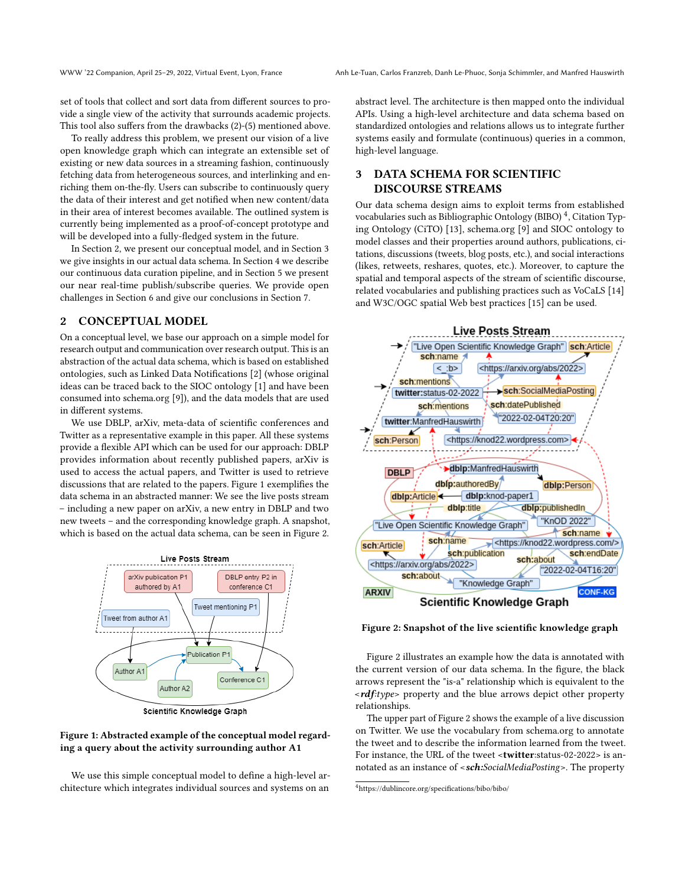set of tools that collect and sort data from different sources to provide a single view of the activity that surrounds academic projects. This tool also suffers from the drawbacks (2)-(5) mentioned above.

To really address this problem, we present our vision of a live open knowledge graph which can integrate an extensible set of existing or new data sources in a streaming fashion, continuously fetching data from heterogeneous sources, and interlinking and enriching them on-the-fly. Users can subscribe to continuously query the data of their interest and get notified when new content/data in their area of interest becomes available. The outlined system is currently being implemented as a proof-of-concept prototype and will be developed into a fully-fledged system in the future.

In Section 2, we present our conceptual model, and in Section 3 we give insights in our actual data schema. In Section 4 we describe our continuous data curation pipeline, and in Section 5 we present our near real-time publish/subscribe queries. We provide open challenges in Section 6 and give our conclusions in Section 7.

## 2 CONCEPTUAL MODEL

On a conceptual level, we base our approach on a simple model for research output and communication over research output. This is an abstraction of the actual data schema, which is based on established ontologies, such as Linked Data Notifications [2] (whose original ideas can be traced back to the SIOC ontology [1] and have been consumed into schema.org [9]), and the data models that are used in different systems.

We use DBLP, arXiv, meta-data of scientific conferences and Twitter as a representative example in this paper. All these systems provide a flexible API which can be used for our approach: DBLP provides information about recently published papers, arXiv is used to access the actual papers, and Twitter is used to retrieve discussions that are related to the papers. Figure 1 exemplifies the data schema in an abstracted manner: We see the live posts stream – including a new paper on arXiv, a new entry in DBLP and two new tweets – and the corresponding knowledge graph. A snapshot, which is based on the actual data schema, can be seen in Figure 2.

**Figure 1: Abstracted example of the conceptual model regarding a query about the activity surrounding author A1**

We use this simple conceptual model to define a high-level architecture which integrates individual sources and systems on an abstract level. The architecture is then mapped onto the individual APIs. Using a high-level architecture and data schema based on standardized ontologies and relations allows us to integrate further systems easily and formulate (continuous) queries in a common, high-level language.

## 3 DATA SCHEMA FOR SCIENTIFIC DISCOURSE STREAMS

Our data schema design aims to exploit terms from established vocabularies such as Bibliographic Ontology (BIBO) [4], Citation Typing Ontology (CiTO) [13], schema.org [9] and SIOC ontology to model classes and their properties around authors, publications, citations, discussions (tweets, blog posts, etc.), and social interactions (likes, retweets, reshares, quotes, etc.). Moreover, to capture the spatial and temporal aspects of the stream of scientific discourse, related vocabularies and publishing practices such as VoCaLS [14] and W3C/OGC spatial Web best practices [15] can be used.

**Figure 2: Snapshot of the live scientific knowledge graph**

Figure 2 illustrates an example how the data is annotated with the current version of our data schema. In the figure, the black arrows represent the "is-a" relationship which is equivalent to the <***rdf***:*type*> property and the blue arrows depict other property relationships.

The upper part of Figure 2 shows the example of a live discussion on Twitter. We use the vocabulary from schema.org to annotate the tweet and to describe the information learned from the tweet. For instance, the URL of the tweet <**twitter**:status-02-2022> is annotated as an instance of <***sch:****SocialMediaPosting*>. The property

[4] https://dublincore.org/specifications/bibo/bibo/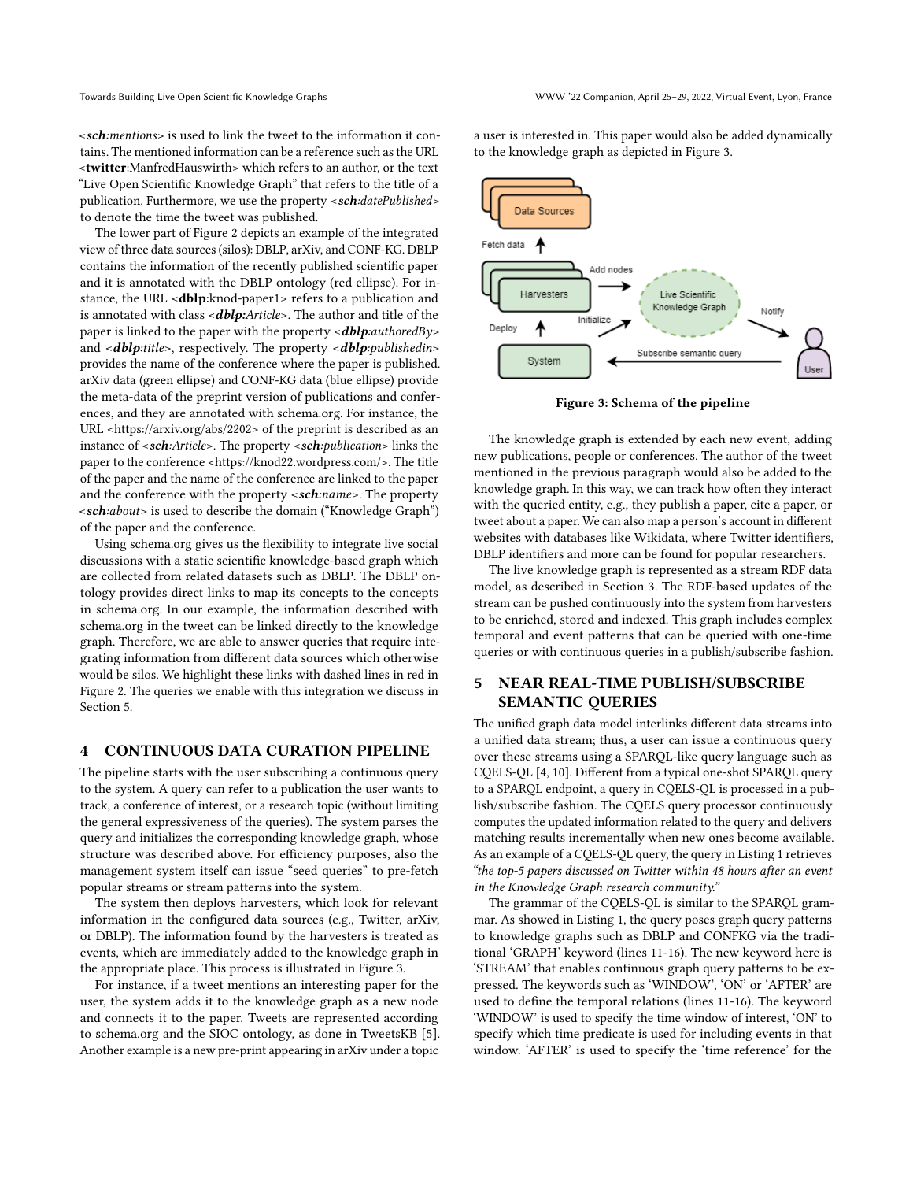<*sch:mentions*> is used to link the tweet to the information it contains. The mentioned information can be a reference such as the URL <**twitter**:ManfredHauswirth> which refers to an author, or the text "Live Open Scientific Knowledge Graph" that refers to the title of a publication. Furthermore, we use the property <***sch**:datePublished*> to denote the time the tweet was published.

The lower part of Figure 2 depicts an example of the integrated view of three data sources (silos): DBLP, arXiv, and CONF-KG. DBLP contains the information of the recently published scientific paper and it is annotated with the DBLP ontology (red ellipse). For instance, the URL <**dblp**:knod-paper1> refers to a publication and is annotated with class <***dblp**:Article*>. The author and title of the paper is linked to the paper with the property <***dblp**:authoredBy*> and <***dblp**:title*>, respectively. The property <***dblp**:publishedin*> provides the name of the conference where the paper is published. arXiv data (green ellipse) and CONF-KG data (blue ellipse) provide the meta-data of the preprint version of publications and conferences, and they are annotated with schema.org. For instance, the URL <https://arxiv.org/abs/2202> of the preprint is described as an instance of <***sch**:Article*>. The property <***sch**:publication*> links the paper to the conference <https://knod22.wordpress.com/>. The title of the paper and the name of the conference are linked to the paper and the conference with the property <***sch**:name*>. The property <***sch**:about*> is used to describe the domain ("Knowledge Graph") of the paper and the conference.

Using schema.org gives us the flexibility to integrate live social discussions with a static scientific knowledge-based graph which are collected from related datasets such as DBLP. The DBLP ontology provides direct links to map its concepts to the concepts in schema.org. In our example, the information described with schema.org in the tweet can be linked directly to the knowledge graph. Therefore, we are able to answer queries that require integrating information from different data sources which otherwise would be silos. We highlight these links with dashed lines in red in Figure 2. The queries we enable with this integration we discuss in Section 5.

## 4 CONTINUOUS DATA CURATION PIPELINE

The pipeline starts with the user subscribing a continuous query to the system. A query can refer to a publication the user wants to track, a conference of interest, or a research topic (without limiting the general expressiveness of the queries). The system parses the query and initializes the corresponding knowledge graph, whose structure was described above. For efficiency purposes, also the management system itself can issue "seed queries" to pre-fetch popular streams or stream patterns into the system.

The system then deploys harvesters, which look for relevant information in the configured data sources (e.g., Twitter, arXiv, or DBLP). The information found by the harvesters is treated as events, which are immediately added to the knowledge graph in the appropriate place. This process is illustrated in Figure 3.

For instance, if a tweet mentions an interesting paper for the user, the system adds it to the knowledge graph as a new node and connects it to the paper. Tweets are represented according to schema.org and the SIOC ontology, as done in TweetsKB [5]. Another example is a new pre-print appearing in arXiv under a topic a user is interested in. This paper would also be added dynamically to the knowledge graph as depicted in Figure 3.

**Figure 3: Schema of the pipeline**

The knowledge graph is extended by each new event, adding new publications, people or conferences. The author of the tweet mentioned in the previous paragraph would also be added to the knowledge graph. In this way, we can track how often they interact with the queried entity, e.g., they publish a paper, cite a paper, or tweet about a paper. We can also map a person's account in different websites with databases like Wikidata, where Twitter identifiers, DBLP identifiers and more can be found for popular researchers.

The live knowledge graph is represented as a stream RDF data model, as described in Section 3. The RDF-based updates of the stream can be pushed continuously into the system from harvesters to be enriched, stored and indexed. This graph includes complex temporal and event patterns that can be queried with one-time queries or with continuous queries in a publish/subscribe fashion.

## 5 NEAR REAL-TIME PUBLISH/SUBSCRIBE SEMANTIC QUERIES

The unified graph data model interlinks different data streams into a unified data stream; thus, a user can issue a continuous query over these streams using a SPARQL-like query language such as CQELS-QL [4, 10]. Different from a typical one-shot SPARQL query to a SPARQL endpoint, a query in CQELS-QL is processed in a publish/subscribe fashion. The CQELS query processor continuously computes the updated information related to the query and delivers matching results incrementally when new ones become available. As an example of a CQELS-QL query, the query in Listing 1 retrieves *"the top-5 papers discussed on Twitter within 48 hours after an event in the Knowledge Graph research community."*

The grammar of the CQELS-QL is similar to the SPARQL grammar. As showed in Listing 1, the query poses graph query patterns to knowledge graphs such as DBLP and CONFKG via the traditional 'GRAPH' keyword (lines 11-16). The new keyword here is 'STREAM' that enables continuous graph query patterns to be expressed. The keywords such as 'WINDOW', 'ON' or 'AFTER' are used to define the temporal relations (lines 11-16). The keyword 'WINDOW' is used to specify the time window of interest, 'ON' to specify which time predicate is used for including events in that window. 'AFTER' is used to specify the 'time reference' for the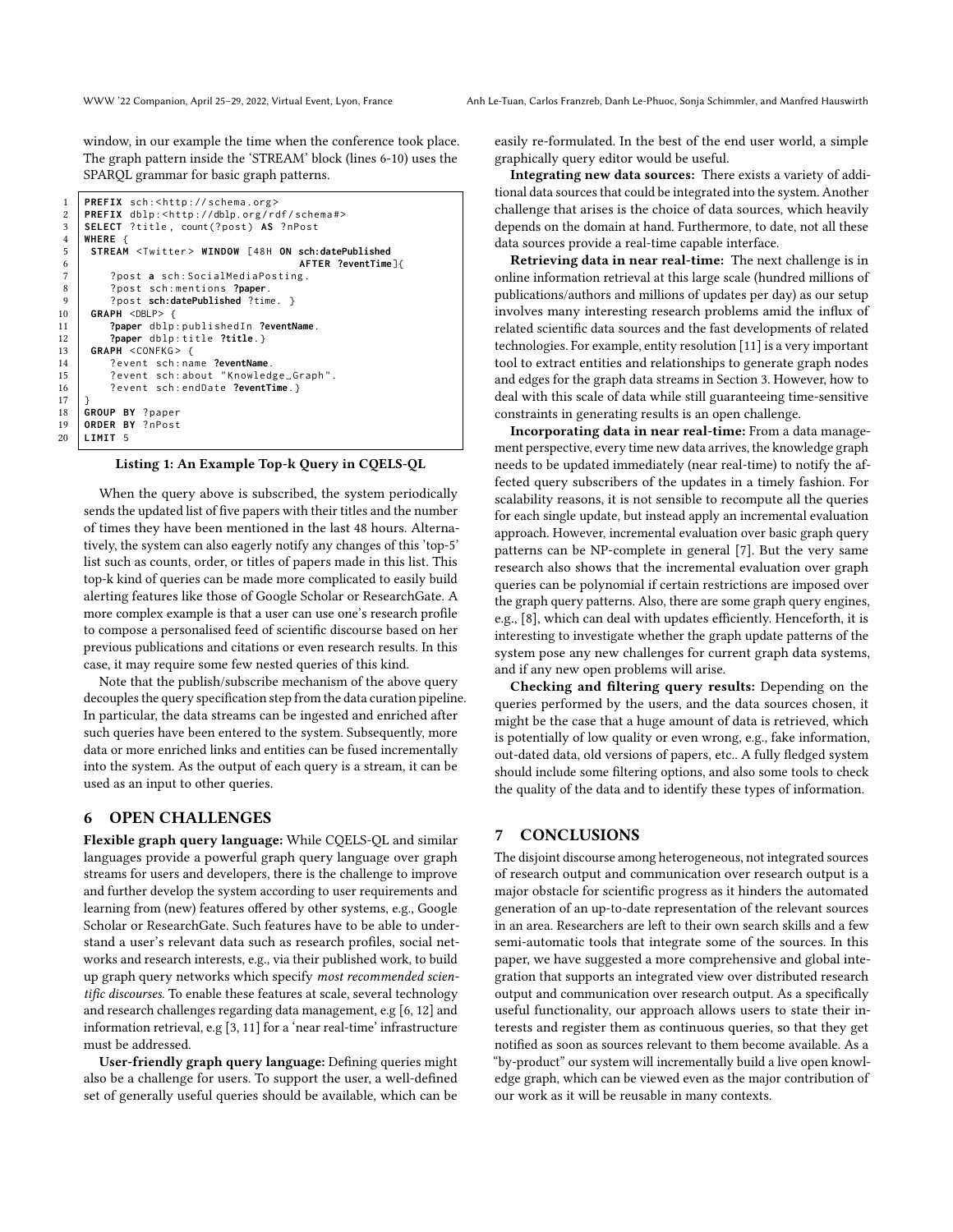window, in our example the time when the conference took place. The graph pattern inside the 'STREAM' block (lines 6-10) uses the SPARQL grammar for basic graph patterns.

```
1   PREFIX sch:<http://schema.org>
2   PREFIX dblp:<http://dblp.org/rdf/schema#>
3   SELECT ?title, count(?post) AS ?nPost
4   WHERE {
5    STREAM <Twitter> WINDOW [48H ON sch:datePublished
6                                     AFTER ?eventTime]{
7       ?post a sch:SocialMediaPosting.
8       ?post sch:mentions ?paper.
9       ?post sch:datePublished ?time. }
10   GRAPH <DBLP> {
11      ?paper dblp:publishedIn ?eventName.
12      ?paper dblp:title ?title.}
13   GRAPH <CONFKG> {
14      ?event sch:name ?eventName.
15      ?event sch:about "Knowledge_Graph".
16      ?event sch:endDate ?eventTime.}
17  }
18  GROUP BY ?paper
19  ORDER BY ?nPost
20  LIMIT 5
```

**Listing 1: An Example Top-k Query in CQELS-QL**

When the query above is subscribed, the system periodically sends the updated list of five papers with their titles and the number of times they have been mentioned in the last 48 hours. Alternatively, the system can also eagerly notify any changes of this 'top-5' list such as counts, order, or titles of papers made in this list. This top-k kind of queries can be made more complicated to easily build alerting features like those of Google Scholar or ResearchGate. A more complex example is that a user can use one's research profile to compose a personalised feed of scientific discourse based on her previous publications and citations or even research results. In this case, it may require some few nested queries of this kind.

Note that the publish/subscribe mechanism of the above query decouples the query specification step from the data curation pipeline. In particular, the data streams can be ingested and enriched after such queries have been entered to the system. Subsequently, more data or more enriched links and entities can be fused incrementally into the system. As the output of each query is a stream, it can be used as an input to other queries.

## 6 OPEN CHALLENGES

**Flexible graph query language:** While CQELS-QL and similar languages provide a powerful graph query language over graph streams for users and developers, there is the challenge to improve and further develop the system according to user requirements and learning from (new) features offered by other systems, e.g., Google Scholar or ResearchGate. Such features have to be able to understand a user's relevant data such as research profiles, social networks and research interests, e.g., via their published work, to build up graph query networks which specify *most recommended scientific discourses*. To enable these features at scale, several technology and research challenges regarding data management, e.g [6, 12] and information retrieval, e.g [3, 11] for a 'near real-time' infrastructure must be addressed.

**User-friendly graph query language:** Defining queries might also be a challenge for users. To support the user, a well-defined set of generally useful queries should be available, which can be easily re-formulated. In the best of the end user world, a simple graphically query editor would be useful.

**Integrating new data sources:** There exists a variety of additional data sources that could be integrated into the system. Another challenge that arises is the choice of data sources, which heavily depends on the domain at hand. Furthermore, to date, not all these data sources provide a real-time capable interface.

**Retrieving data in near real-time:** The next challenge is in online information retrieval at this large scale (hundred millions of publications/authors and millions of updates per day) as our setup involves many interesting research problems amid the influx of related scientific data sources and the fast developments of related technologies. For example, entity resolution [11] is a very important tool to extract entities and relationships to generate graph nodes and edges for the graph data streams in Section 3. However, how to deal with this scale of data while still guaranteeing time-sensitive constraints in generating results is an open challenge.

**Incorporating data in near real-time:** From a data management perspective, every time new data arrives, the knowledge graph needs to be updated immediately (near real-time) to notify the affected query subscribers of the updates in a timely fashion. For scalability reasons, it is not sensible to recompute all the queries for each single update, but instead apply an incremental evaluation approach. However, incremental evaluation over basic graph query patterns can be NP-complete in general [7]. But the very same research also shows that the incremental evaluation over graph queries can be polynomial if certain restrictions are imposed over the graph query patterns. Also, there are some graph query engines, e.g., [8], which can deal with updates efficiently. Henceforth, it is interesting to investigate whether the graph update patterns of the system pose any new challenges for current graph data systems, and if any new open problems will arise.

**Checking and filtering query results:** Depending on the queries performed by the users, and the data sources chosen, it might be the case that a huge amount of data is retrieved, which is potentially of low quality or even wrong, e.g., fake information, out-dated data, old versions of papers, etc.. A fully fledged system should include some filtering options, and also some tools to check the quality of the data and to identify these types of information.

## 7 CONCLUSIONS

The disjoint discourse among heterogeneous, not integrated sources of research output and communication over research output is a major obstacle for scientific progress as it hinders the automated generation of an up-to-date representation of the relevant sources in an area. Researchers are left to their own search skills and a few semi-automatic tools that integrate some of the sources. In this paper, we have suggested a more comprehensive and global integration that supports an integrated view over distributed research output and communication over research output. As a specifically useful functionality, our approach allows users to state their interests and register them as continuous queries, so that they get notified as soon as sources relevant to them become available. As a "by-product" our system will incrementally build a live open knowledge graph, which can be viewed even as the major contribution of our work as it will be reusable in many contexts.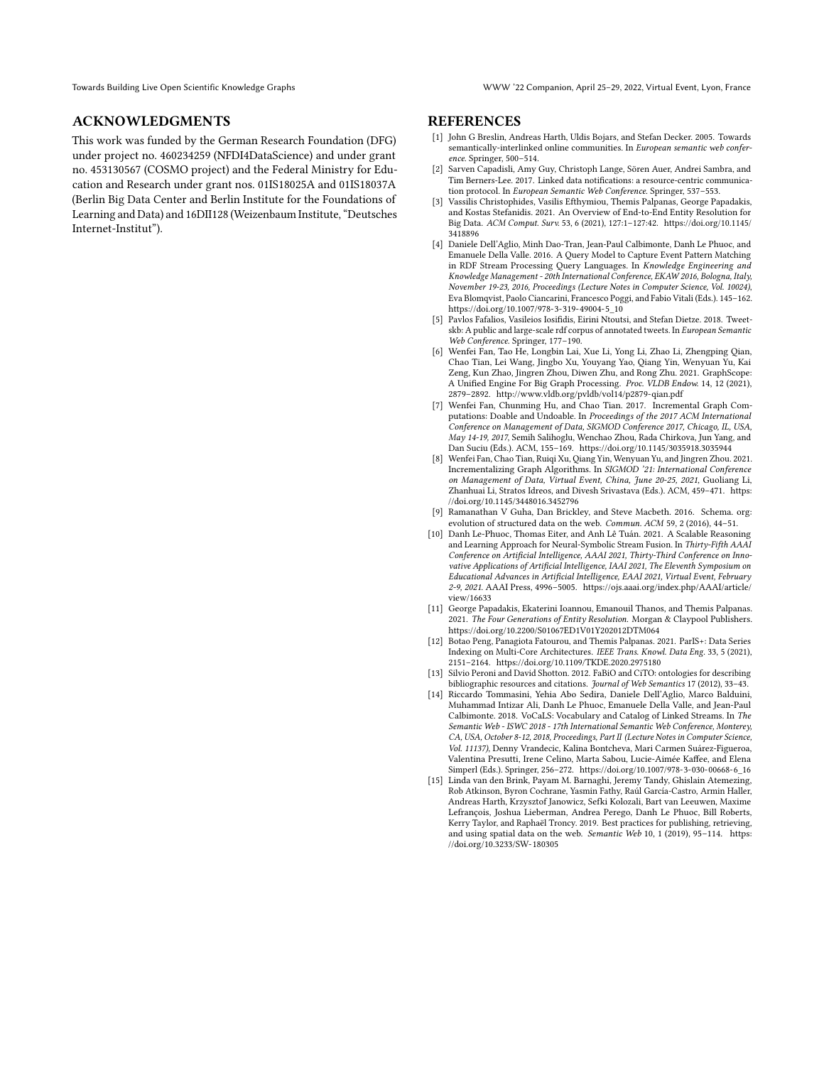## ACKNOWLEDGMENTS

This work was funded by the German Research Foundation (DFG) under project no. 460234259 (NFDI4DataScience) and under grant no. 453130567 (COSMO project) and the Federal Ministry for Education and Research under grant nos. 01IS18025A and 01IS18037A (Berlin Big Data Center and Berlin Institute for the Foundations of Learning and Data) and 16DII128 (Weizenbaum Institute, "Deutsches Internet-Institut").

## REFERENCES

[1] John G Breslin, Andreas Harth, Uldis Bojars, and Stefan Decker. 2005. Towards semantically-interlinked online communities. In *European semantic web conference*. Springer, 500–514.

[2] Sarven Capadisli, Amy Guy, Christoph Lange, Sören Auer, Andrei Sambra, and Tim Berners-Lee. 2017. Linked data notifications: a resource-centric communication protocol. In *European Semantic Web Conference*. Springer, 537–553.

[3] Vassilis Christophides, Vasilis Efthymiou, Themis Palpanas, George Papadakis, and Kostas Stefanidis. 2021. An Overview of End-to-End Entity Resolution for Big Data. *ACM Comput. Surv.* 53, 6 (2021), 127:1–127:42. https://doi.org/10.1145/3418896

[4] Daniele Dell'Aglio, Minh Dao-Tran, Jean-Paul Calbimonte, Danh Le Phuoc, and Emanuele Della Valle. 2016. A Query Model to Capture Event Pattern Matching in RDF Stream Processing Query Languages. In *Knowledge Engineering and Knowledge Management - 20th International Conference, EKAW 2016, Bologna, Italy, November 19-23, 2016, Proceedings (Lecture Notes in Computer Science, Vol. 10024)*, Eva Blomqvist, Paolo Ciancarini, Francesco Poggi, and Fabio Vitali (Eds.). 145–162. https://doi.org/10.1007/978-3-319-49004-5_10

[5] Pavlos Fafalios, Vasileios Iosifidis, Eirini Ntoutsi, and Stefan Dietze. 2018. Tweetskb: A public and large-scale rdf corpus of annotated tweets. In *European Semantic Web Conference*. Springer, 177–190.

[6] Wenfei Fan, Tao He, Longbin Lai, Xue Li, Yong Li, Zhao Li, Zhengping Qian, Chao Tian, Lei Wang, Jingbo Xu, Youyang Yao, Qiang Yin, Wenyuan Yu, Kai Zeng, Kun Zhao, Jingren Zhou, Diwen Zhu, and Rong Zhu. 2021. GraphScope: A Unified Engine For Big Graph Processing. *Proc. VLDB Endow.* 14, 12 (2021), 2879–2892. http://www.vldb.org/pvldb/vol14/p2879-qian.pdf

[7] Wenfei Fan, Chunming Hu, and Chao Tian. 2017. Incremental Graph Computations: Doable and Undoable. In *Proceedings of the 2017 ACM International Conference on Management of Data, SIGMOD Conference 2017, Chicago, IL, USA, May 14-19, 2017*, Semih Salihoglu, Wenchao Zhou, Rada Chirkova, Jun Yang, and Dan Suciu (Eds.). ACM, 155–169. https://doi.org/10.1145/3035918.3035944

[8] Wenfei Fan, Chao Tian, Ruiqi Xu, Qiang Yin, Wenyuan Yu, and Jingren Zhou. 2021. Incrementalizing Graph Algorithms. In *SIGMOD '21: International Conference on Management of Data, Virtual Event, China, June 20-25, 2021*, Guoliang Li, Zhanhuai Li, Stratos Idreos, and Divesh Srivastava (Eds.). ACM, 459–471. https://doi.org/10.1145/3448016.3452796

[9] Ramanathan V Guha, Dan Brickley, and Steve Macbeth. 2016. Schema. org: evolution of structured data on the web. *Commun. ACM* 59, 2 (2016), 44–51.

[10] Danh Le-Phuoc, Thomas Eiter, and Anh Lê Tuán. 2021. A Scalable Reasoning and Learning Approach for Neural-Symbolic Stream Fusion. In *Thirty-Fifth AAAI Conference on Artificial Intelligence, AAAI 2021, Thirty-Third Conference on Innovative Applications of Artificial Intelligence, IAAI 2021, The Eleventh Symposium on Educational Advances in Artificial Intelligence, EAAI 2021, Virtual Event, February 2-9, 2021.* AAAI Press, 4996–5005. https://ojs.aaai.org/index.php/AAAI/article/view/16633

[11] George Papadakis, Ekaterini Ioannou, Emanouil Thanos, and Themis Palpanas. 2021. *The Four Generations of Entity Resolution.* Morgan & Claypool Publishers. https://doi.org/10.2200/S01067ED1V01Y202012DTM064

[12] Botao Peng, Panagiota Fatourou, and Themis Palpanas. 2021. ParIS+: Data Series Indexing on Multi-Core Architectures. *IEEE Trans. Knowl. Data Eng.* 33, 5 (2021), 2151–2164. https://doi.org/10.1109/TKDE.2020.2975180

[13] Silvio Peroni and David Shotton. 2012. FaBiO and CiTO: ontologies for describing bibliographic resources and citations. *Journal of Web Semantics* 17 (2012), 33–43.

[14] Riccardo Tommasini, Yehia Abo Sedira, Daniele Dell'Aglio, Marco Balduini, Muhammad Intizar Ali, Danh Le Phuoc, Emanuele Della Valle, and Jean-Paul Calbimonte. 2018. VoCaLS: Vocabulary and Catalog of Linked Streams. In *The Semantic Web - ISWC 2018 - 17th International Semantic Web Conference, Monterey, CA, USA, October 8-12, 2018, Proceedings, Part II (Lecture Notes in Computer Science, Vol. 11137)*, Denny Vrandecic, Kalina Bontcheva, Mari Carmen Suárez-Figueroa, Valentina Presutti, Irene Celino, Marta Sabou, Lucie-Aimée Kaffee, and Elena Simperl (Eds.). Springer, 256–272. https://doi.org/10.1007/978-3-030-00668-6_16

[15] Linda van den Brink, Payam M. Barnaghi, Jeremy Tandy, Ghislain Atemezing, Rob Atkinson, Byron Cochrane, Yasmin Fathy, Raúl García-Castro, Armin Haller, Andreas Harth, Krzysztof Janowicz, Sefki Kolozali, Bart van Leeuwen, Maxime Lefrançois, Joshua Lieberman, Andrea Perego, Danh Le Phuoc, Bill Roberts, Kerry Taylor, and Raphaël Troncy. 2019. Best practices for publishing, retrieving, and using spatial data on the web. *Semantic Web* 10, 1 (2019), 95–114. https://doi.org/10.3233/SW-180305